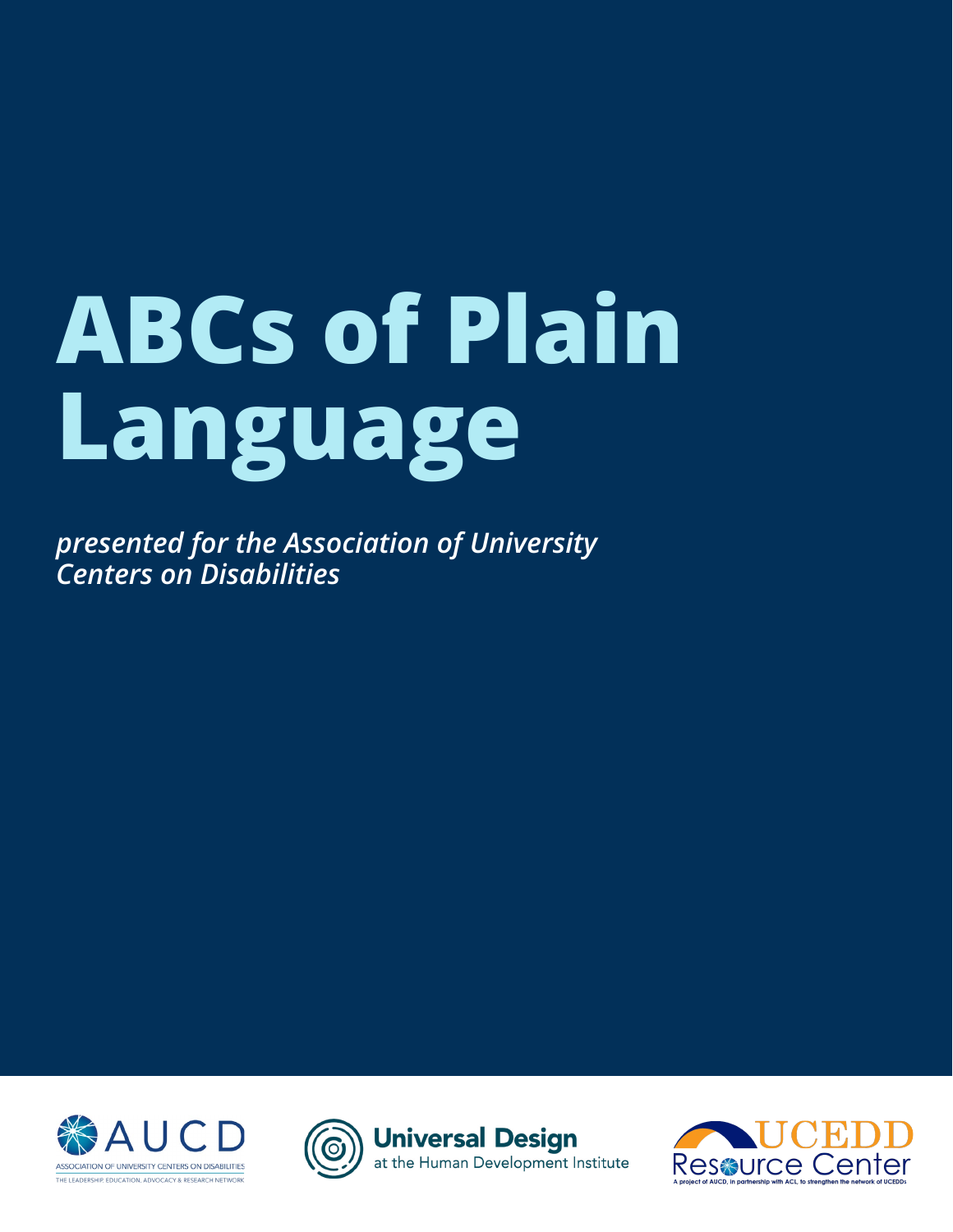# ABCs of Plain Language

*presented for the Association of University Centers on Disabilities*

AUCD
ASSOCIATION OF UNIVERSITY CENTERS ON DISABILITIES
THE LEADERSHIP, EDUCATION, ADVOCACY & RESEARCH NETWORK

Universal Design
at the Human Development Institute

UCEDD
Resource Center
A project of AUCD, in partnership with ACL, to strengthen the network of UCEDDs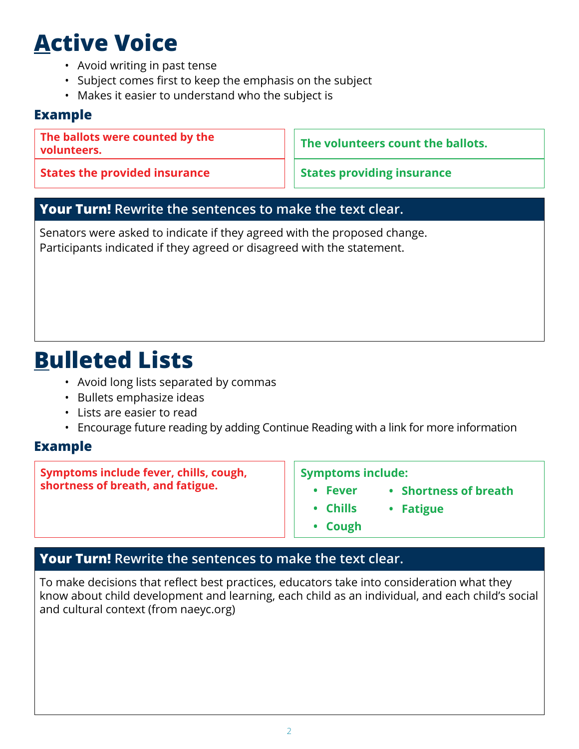# Active Voice

- Avoid writing in past tense
- Subject comes first to keep the emphasis on the subject
- Makes it easier to understand who the subject is

### Example

| | |
|---|---|
| **The ballots were counted by the volunteers.** | **The volunteers count the ballots.** |
| **States the provided insurance** | **States providing insurance** |

**Your Turn!** Rewrite the sentences to make the text clear.

Senators were asked to indicate if they agreed with the proposed change.
Participants indicated if they agreed or disagreed with the statement.

# Bulleted Lists

- Avoid long lists separated by commas
- Bullets emphasize ideas
- Lists are easier to read
- Encourage future reading by adding Continue Reading with a link for more information

### Example

**Symptoms include fever, chills, cough, shortness of breath, and fatigue.**

**Symptoms include:**

- **Fever**
- **Chills**
- **Cough**
- **Shortness of breath**
- **Fatigue**

**Your Turn!** Rewrite the sentences to make the text clear.

To make decisions that reflect best practices, educators take into consideration what they know about child development and learning, each child as an individual, and each child's social and cultural context (from naeyc.org)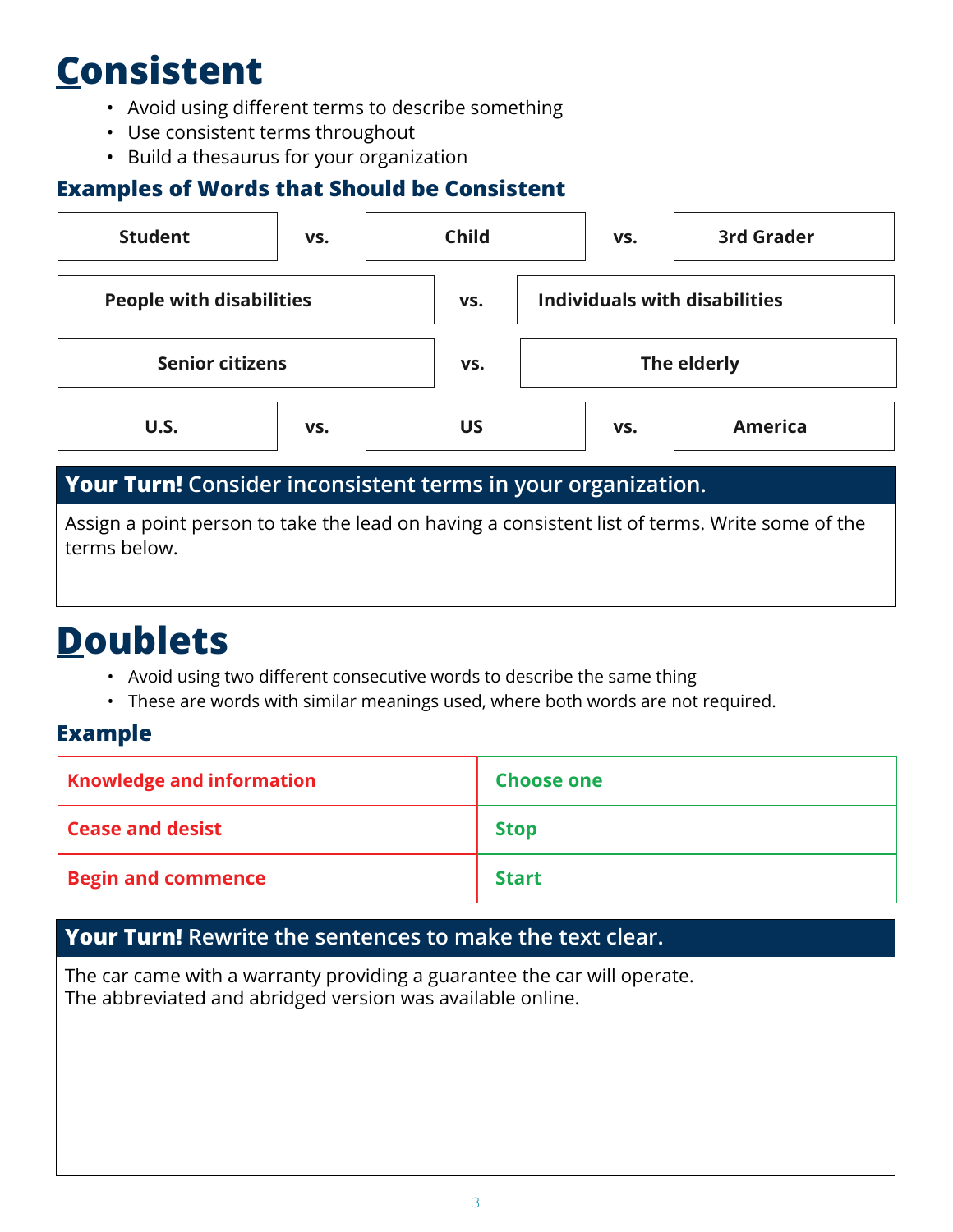# Consistent

- Avoid using different terms to describe something
- Use consistent terms throughout
- Build a thesaurus for your organization

### Examples of Words that Should be Consistent

| | | | | |
|---|---|---|---|---|
| **Student** | vs. | **Child** | vs. | **3rd Grader** |
| **People with disabilities** | vs. | **Individuals with disabilities** | | |
| **Senior citizens** | vs. | **The elderly** | | |
| **U.S.** | vs. | **US** | vs. | **America** |

**Your Turn!** Consider inconsistent terms in your organization.

Assign a point person to take the lead on having a consistent list of terms. Write some of the terms below.

# Doublets

- Avoid using two different consecutive words to describe the same thing
- These are words with similar meanings used, where both words are not required.

### Example

| | |
|---|---|
| **Knowledge and information** | **Choose one** |
| **Cease and desist** | **Stop** |
| **Begin and commence** | **Start** |

**Your Turn!** Rewrite the sentences to make the text clear.

The car came with a warranty providing a guarantee the car will operate.
The abbreviated and abridged version was available online.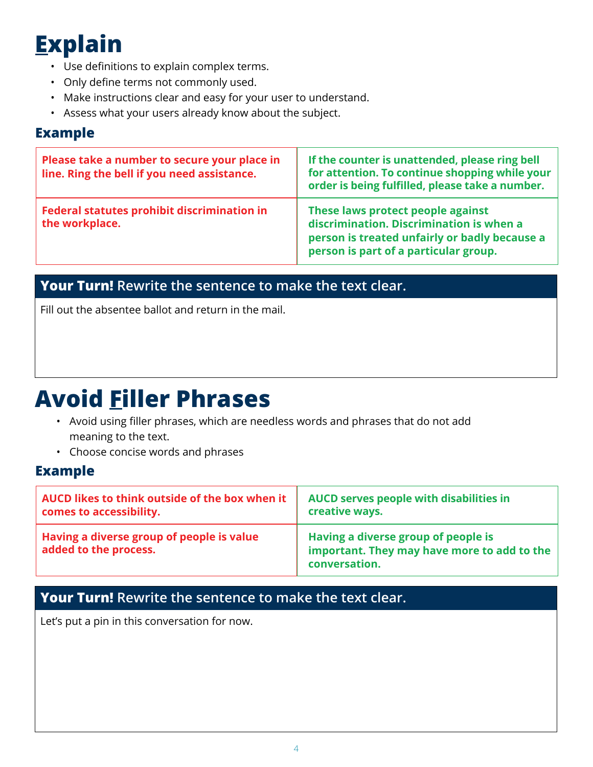# Explain

- Use definitions to explain complex terms.
- Only define terms not commonly used.
- Make instructions clear and easy for your user to understand.
- Assess what your users already know about the subject.

### Example

| | |
|---|---|
| **Please take a number to secure your place in line. Ring the bell if you need assistance.** | **If the counter is unattended, please ring bell for attention. To continue shopping while your order is being fulfilled, please take a number.** |
| **Federal statutes prohibit discrimination in the workplace.** | **These laws protect people against discrimination. Discrimination is when a person is treated unfairly or badly because a person is part of a particular group.** |

**Your Turn!** Rewrite the sentence to make the text clear.

Fill out the absentee ballot and return in the mail.

# Avoid Filler Phrases

- Avoid using filler phrases, which are needless words and phrases that do not add meaning to the text.
- Choose concise words and phrases

### Example

| | |
|---|---|
| **AUCD likes to think outside of the box when it comes to accessibility.** | **AUCD serves people with disabilities in creative ways.** |
| **Having a diverse group of people is value added to the process.** | **Having a diverse group of people is important. They may have more to add to the conversation.** |

**Your Turn!** Rewrite the sentence to make the text clear.

Let's put a pin in this conversation for now.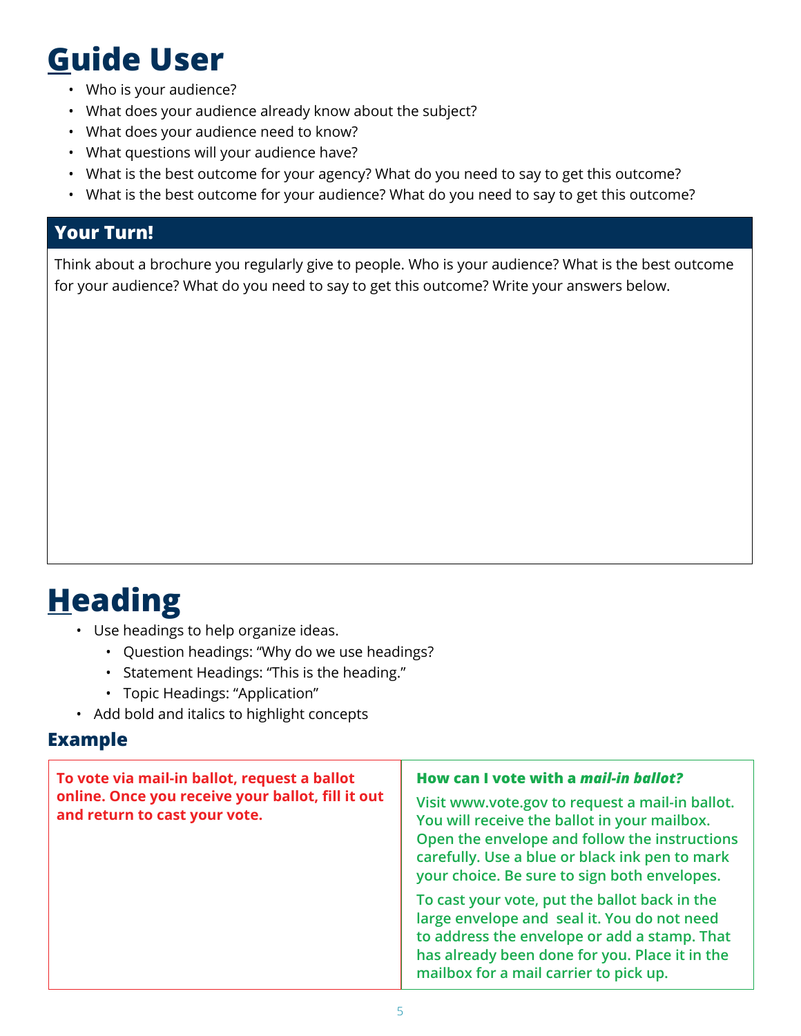# Guide User

- Who is your audience?
- What does your audience already know about the subject?
- What does your audience need to know?
- What questions will your audience have?
- What is the best outcome for your agency? What do you need to say to get this outcome?
- What is the best outcome for your audience? What do you need to say to get this outcome?

## Your Turn!

Think about a brochure you regularly give to people. Who is your audience? What is the best outcome for your audience? What do you need to say to get this outcome? Write your answers below.

# Heading

- Use headings to help organize ideas.
  - Question headings: "Why do we use headings?
  - Statement Headings: "This is the heading."
  - Topic Headings: "Application"
- Add bold and italics to highlight concepts

### Example

| **To vote via mail-in ballot, request a ballot online. Once you receive your ballot, fill it out and return to cast your vote.** | **How can I vote with a *mail-in ballot?*** <br><br> **Visit www.vote.gov to request a mail-in ballot. You will receive the ballot in your mailbox. Open the envelope and follow the instructions carefully. Use a blue or black ink pen to mark your choice. Be sure to sign both envelopes.** <br><br> **To cast your vote, put the ballot back in the large envelope and seal it. You do not need to address the envelope or add a stamp. That has already been done for you. Place it in the mailbox for a mail carrier to pick up.** |
|---|---|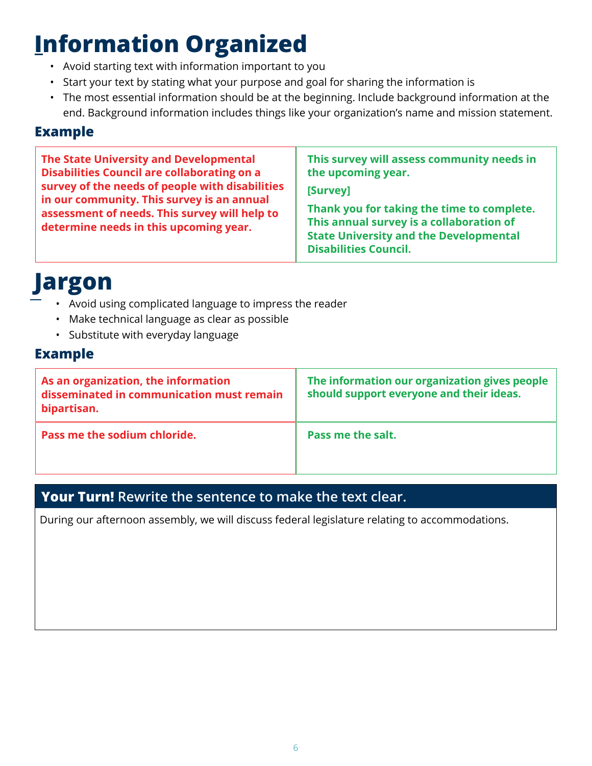# Information Organized

- Avoid starting text with information important to you
- Start your text by stating what your purpose and goal for sharing the information is
- The most essential information should be at the beginning. Include background information at the end. Background information includes things like your organization's name and mission statement.

## Example

| | |
|---|---|
| **The State University and Developmental Disabilities Council are collaborating on a survey of the needs of people with disabilities in our community. This survey is an annual assessment of needs. This survey will help to determine needs in this upcoming year.** | **This survey will assess community needs in the upcoming year.**<br><br>**[Survey]**<br><br>**Thank you for taking the time to complete. This annual survey is a collaboration of State University and the Developmental Disabilities Council.** |

# Jargon

- Avoid using complicated language to impress the reader
- Make technical language as clear as possible
- Substitute with everyday language

## Example

| | |
|---|---|
| **As an organization, the information disseminated in communication must remain bipartisan.** | **The information our organization gives people should support everyone and their ideas.** |
| **Pass me the sodium chloride.** | **Pass me the salt.** |

**Your Turn!** Rewrite the sentence to make the text clear.

During our afternoon assembly, we will discuss federal legislature relating to accommodations.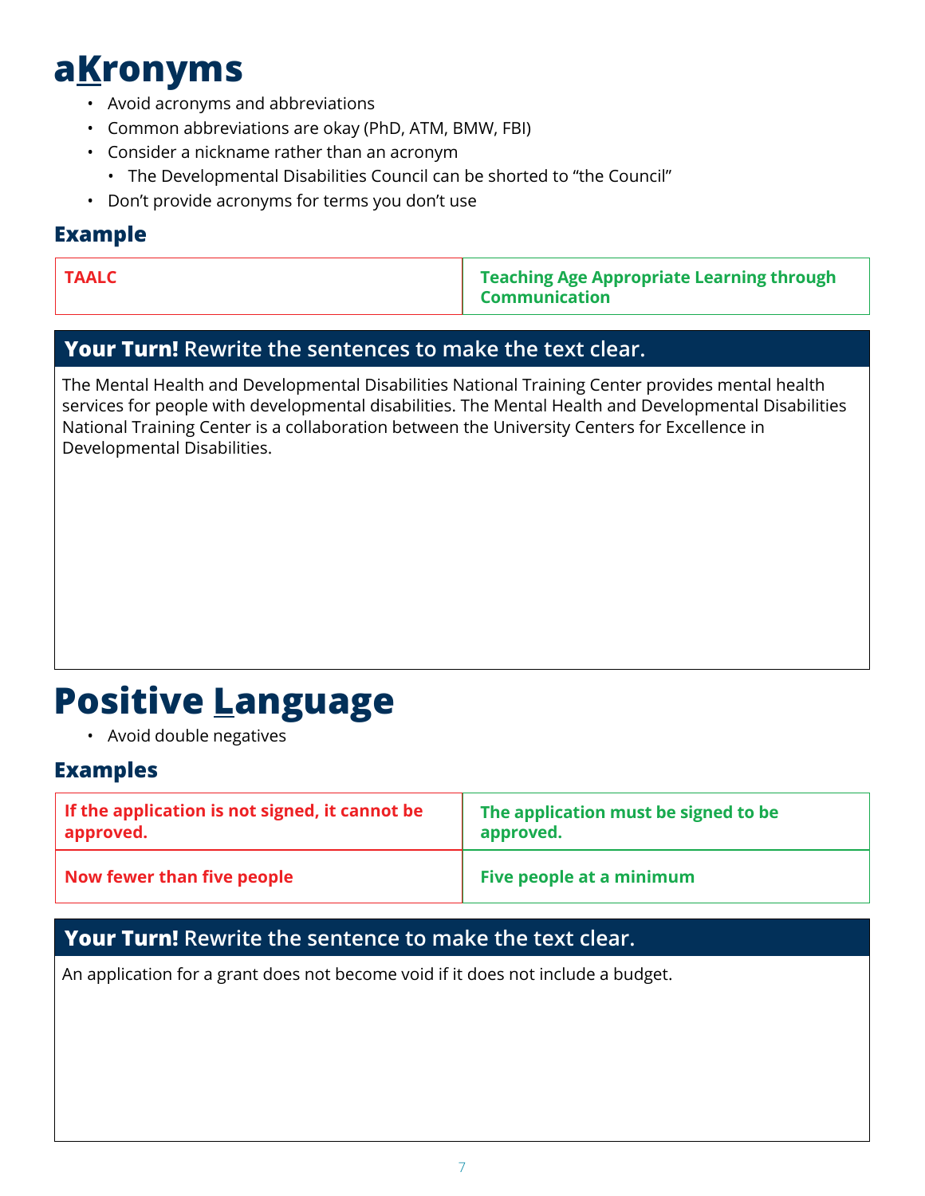# aKronyms

- Avoid acronyms and abbreviations
- Common abbreviations are okay (PhD, ATM, BMW, FBI)
- Consider a nickname rather than an acronym
  - The Developmental Disabilities Council can be shorted to “the Council”
- Don’t provide acronyms for terms you don’t use

## Example

| | |
|---|---|
| **TAALC** | **Teaching Age Appropriate Learning through Communication** |

**Your Turn!** Rewrite the sentences to make the text clear.

The Mental Health and Developmental Disabilities National Training Center provides mental health services for people with developmental disabilities. The Mental Health and Developmental Disabilities National Training Center is a collaboration between the University Centers for Excellence in Developmental Disabilities.

# Positive Language

- Avoid double negatives

## Examples

| | |
|---|---|
| **If the application is not signed, it cannot be approved.** | **The application must be signed to be approved.** |
| **Now fewer than five people** | **Five people at a minimum** |

**Your Turn!** Rewrite the sentence to make the text clear.

An application for a grant does not become void if it does not include a budget.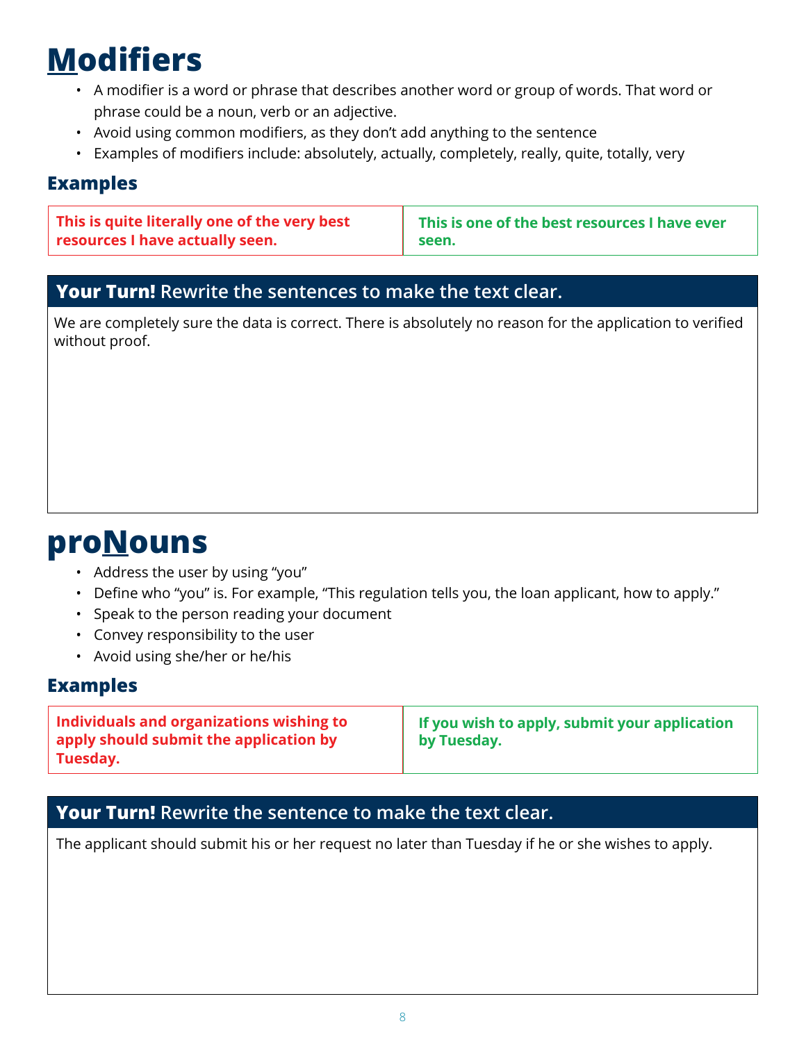# Modifiers

- A modifier is a word or phrase that describes another word or group of words. That word or phrase could be a noun, verb or an adjective.
- Avoid using common modifiers, as they don't add anything to the sentence
- Examples of modifiers include: absolutely, actually, completely, really, quite, totally, very

### Examples

| This is quite literally one of the very best resources I have actually seen. | This is one of the best resources I have ever seen. |
|---|---|

**Your Turn!** Rewrite the sentences to make the text clear.

We are completely sure the data is correct. There is absolutely no reason for the application to verified without proof.

# proNouns

- Address the user by using "you"
- Define who "you" is. For example, "This regulation tells you, the loan applicant, how to apply."
- Speak to the person reading your document
- Convey responsibility to the user
- Avoid using she/her or he/his

### Examples

| Individuals and organizations wishing to apply should submit the application by Tuesday. | If you wish to apply, submit your application by Tuesday. |
|---|---|

**Your Turn!** Rewrite the sentence to make the text clear.

The applicant should submit his or her request no later than Tuesday if he or she wishes to apply.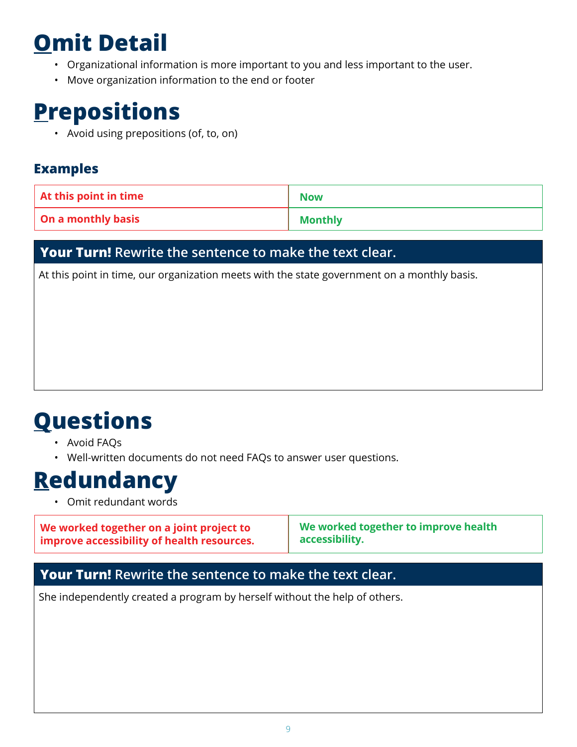# Omit Detail

- Organizational information is more important to you and less important to the user.
- Move organization information to the end or footer

# Prepositions

- Avoid using prepositions (of, to, on)

### Examples

| At this point in time | Now |
|---|---|
| On a monthly basis | Monthly |

**Your Turn!** Rewrite the sentence to make the text clear.

At this point in time, our organization meets with the state government on a monthly basis.

# Questions

- Avoid FAQs
- Well-written documents do not need FAQs to answer user questions.

# Redundancy

- Omit redundant words

| We worked together on a joint project to improve accessibility of health resources. | We worked together to improve health accessibility. |
|---|---|

**Your Turn!** Rewrite the sentence to make the text clear.

She independently created a program by herself without the help of others.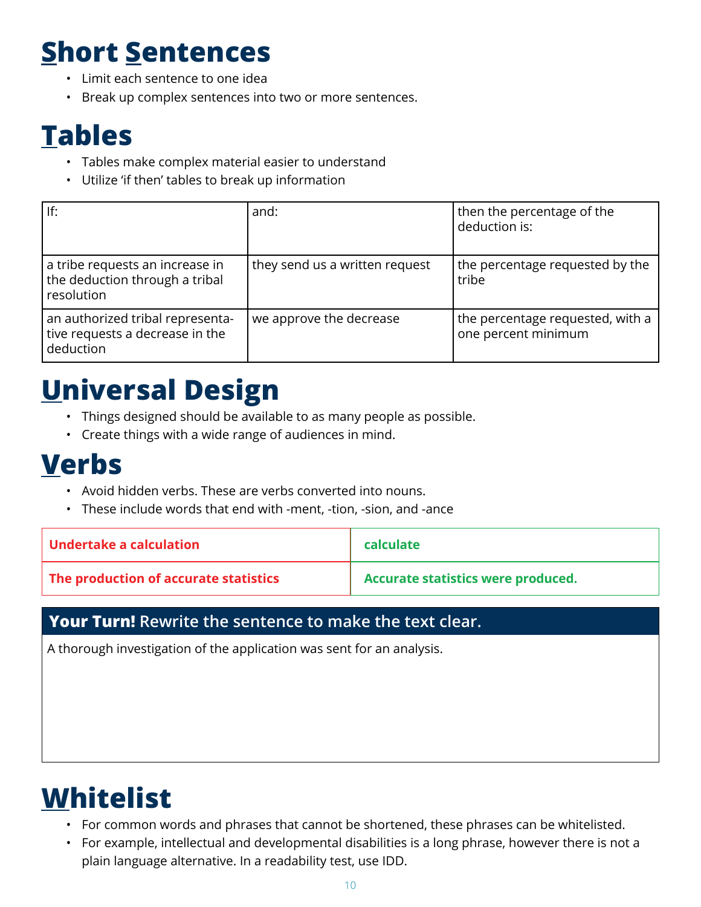# Short Sentences

- Limit each sentence to one idea
- Break up complex sentences into two or more sentences.

# Tables

- Tables make complex material easier to understand
- Utilize 'if then' tables to break up information

| If: | and: | then the percentage of the deduction is: |
|---|---|---|
| a tribe requests an increase in the deduction through a tribal resolution | they send us a written request | the percentage requested by the tribe |
| an authorized tribal representative requests a decrease in the deduction | we approve the decrease | the percentage requested, with a one percent minimum |

# Universal Design

- Things designed should be available to as many people as possible.
- Create things with a wide range of audiences in mind.

# Verbs

- Avoid hidden verbs. These are verbs converted into nouns.
- These include words that end with -ment, -tion, -sion, and -ance

| | |
|---|---|
| **Undertake a calculation** | **calculate** |
| **The production of accurate statistics** | **Accurate statistics were produced.** |

**Your Turn!** Rewrite the sentence to make the text clear.

A thorough investigation of the application was sent for an analysis.

# Whitelist

- For common words and phrases that cannot be shortened, these phrases can be whitelisted.
- For example, intellectual and developmental disabilities is a long phrase, however there is not a plain language alternative. In a readability test, use IDD.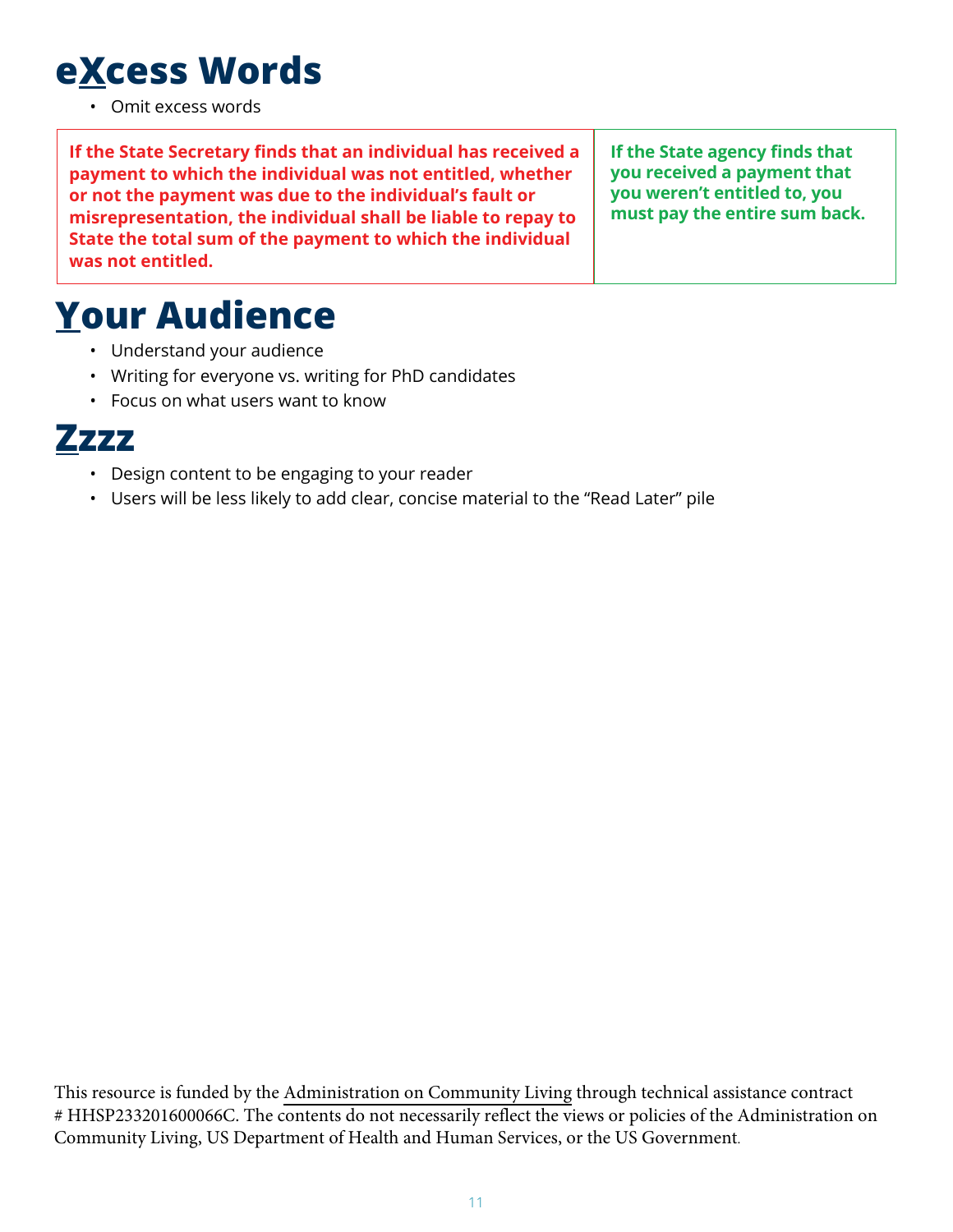# eXcess Words

- Omit excess words

| | |
|---|---|
| **If the State Secretary finds that an individual has received a payment to which the individual was not entitled, whether or not the payment was due to the individual's fault or misrepresentation, the individual shall be liable to repay to State the total sum of the payment to which the individual was not entitled.** | **If the State agency finds that you received a payment that you weren't entitled to, you must pay the entire sum back.** |

# Your Audience

- Understand your audience
- Writing for everyone vs. writing for PhD candidates
- Focus on what users want to know

# Zzzz

- Design content to be engaging to your reader
- Users will be less likely to add clear, concise material to the "Read Later" pile

This resource is funded by the Administration on Community Living through technical assistance contract # HHSP233201600066C. The contents do not necessarily reflect the views or policies of the Administration on Community Living, US Department of Health and Human Services, or the US Government.